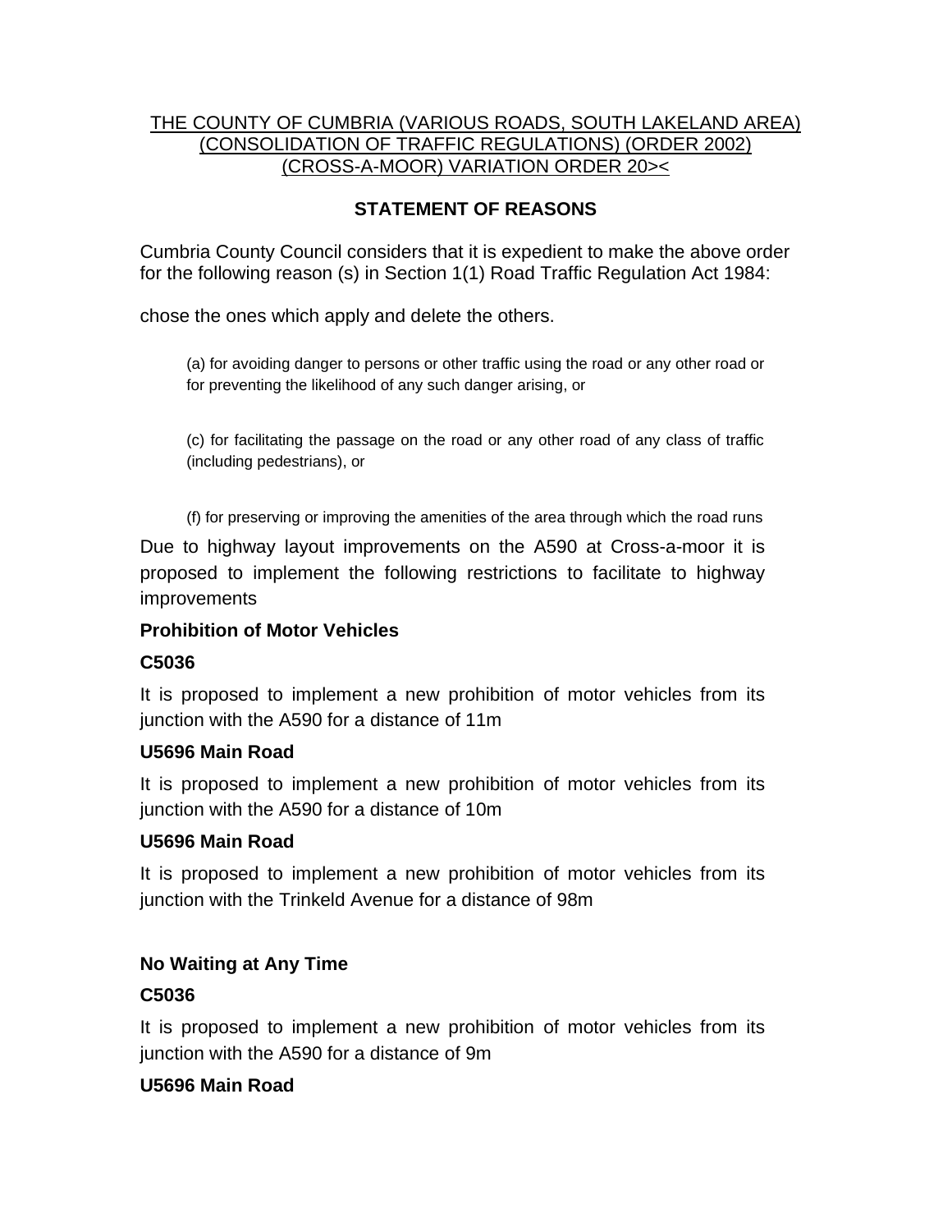THE COUNTY OF CUMBRIA (VARIOUS ROADS, SOUTH LAKELAND AREA) (CONSOLIDATION OF TRAFFIC REGULATIONS) (ORDER 2002) (CROSS-A-MOOR) VARIATION ORDER 20><

## STATEMENT OF REASONS

Cumbria County Council considers that it is expedient to make the above order for the following reason (s) in Section 1(1) Road Traffic Regulation Act 1984:

chose the ones which apply and delete the others.

(a) for avoiding danger to persons or other traffic using the road or any other road or for preventing the likelihood of any such danger arising, or

(c) for facilitating the passage on the road or any other road of any class of traffic (including pedestrians), or

(f) for preserving or improving the amenities of the area through which the road runs

Due to highway layout improvements on the A590 at Cross-a-moor it is proposed to implement the following restrictions to facilitate to highway improvements

**Prohibition of Motor Vehicles**

**C5036**

It is proposed to implement a new prohibition of motor vehicles from its junction with the A590 for a distance of 11m

**U5696 Main Road**

It is proposed to implement a new prohibition of motor vehicles from its junction with the A590 for a distance of 10m

**U5696 Main Road**

It is proposed to implement a new prohibition of motor vehicles from its junction with the Trinkeld Avenue for a distance of 98m

**No Waiting at Any Time**

**C5036**

It is proposed to implement a new prohibition of motor vehicles from its junction with the A590 for a distance of 9m

**U5696 Main Road**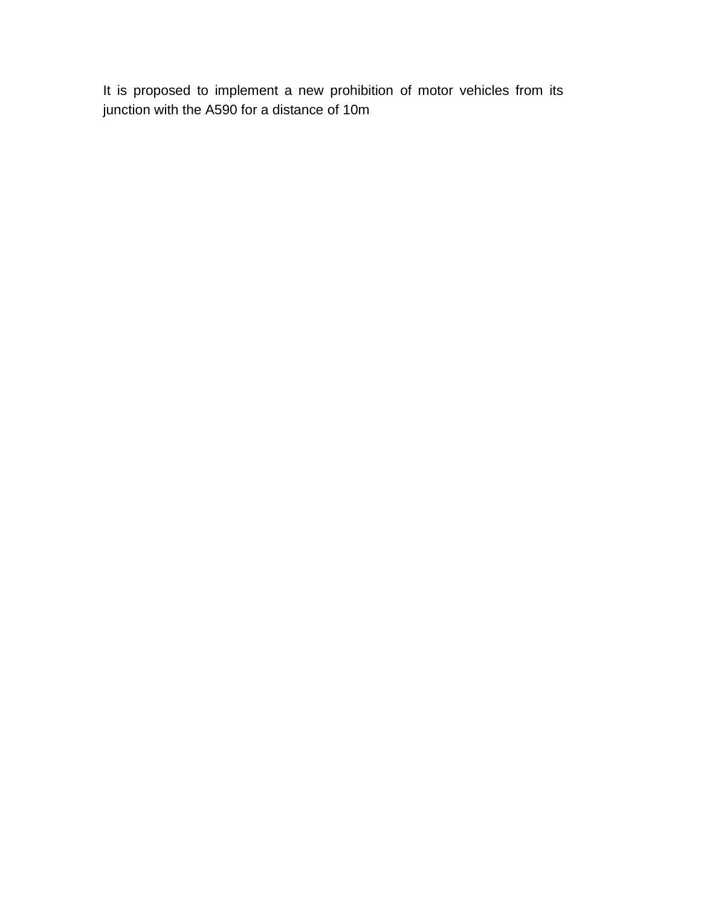It is proposed to implement a new prohibition of motor vehicles from its junction with the A590 for a distance of 10m